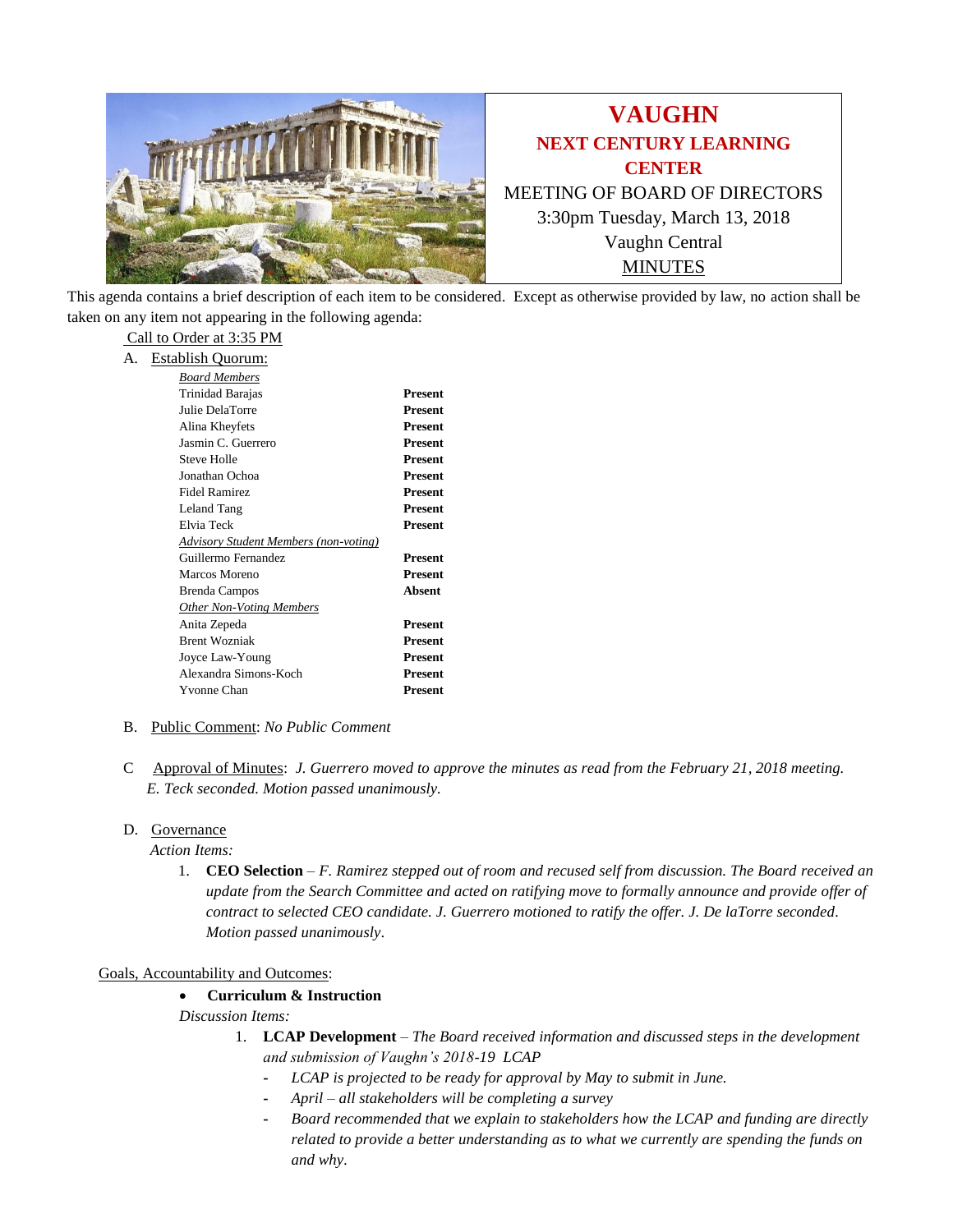# VAUGHN

## NEXT CENTURY LEARNING CENTER

MEETING OF BOARD OF DIRECTORS
3:30pm Tuesday, March 13, 2018
Vaughn Central
MINUTES

This agenda contains a brief description of each item to be considered. Except as otherwise provided by law, no action shall be taken on any item not appearing in the following agenda:

Call to Order at 3:35 PM

A. Establish Quorum:

| *Board Members* | |
|---|---|
| Trinidad Barajas | **Present** |
| Julie DelaTorre | **Present** |
| Alina Kheyfets | **Present** |
| Jasmin C. Guerrero | **Present** |
| Steve Holle | **Present** |
| Jonathan Ochoa | **Present** |
| Fidel Ramirez | **Present** |
| Leland Tang | **Present** |
| Elvia Teck | **Present** |
| *Advisory Student Members (non-voting)* | |
| Guillermo Fernandez | **Present** |
| Marcos Moreno | **Present** |
| Brenda Campos | **Absent** |
| *Other Non-Voting Members* | |
| Anita Zepeda | **Present** |
| Brent Wozniak | **Present** |
| Joyce Law-Young | **Present** |
| Alexandra Simons-Koch | **Present** |
| Yvonne Chan | **Present** |

B. Public Comment: *No Public Comment*

C. Approval of Minutes: *J. Guerrero moved to approve the minutes as read from the February 21, 2018 meeting. E. Teck seconded. Motion passed unanimously.*

D. Governance

*Action Items:*

1. **CEO Selection** – *F. Ramirez stepped out of room and recused self from discussion. The Board received an update from the Search Committee and acted on ratifying move to formally announce and provide offer of contract to selected CEO candidate. J. Guerrero motioned to ratify the offer. J. De laTorre seconded. Motion passed unanimously.*

Goals, Accountability and Outcomes:

- **Curriculum & Instruction**

*Discussion Items:*

1. **LCAP Development** – *The Board received information and discussed steps in the development and submission of Vaughn's 2018-19 LCAP*
   - *LCAP is projected to be ready for approval by May to submit in June.*
   - *April – all stakeholders will be completing a survey*
   - *Board recommended that we explain to stakeholders how the LCAP and funding are directly related to provide a better understanding as to what we currently are spending the funds on and why.*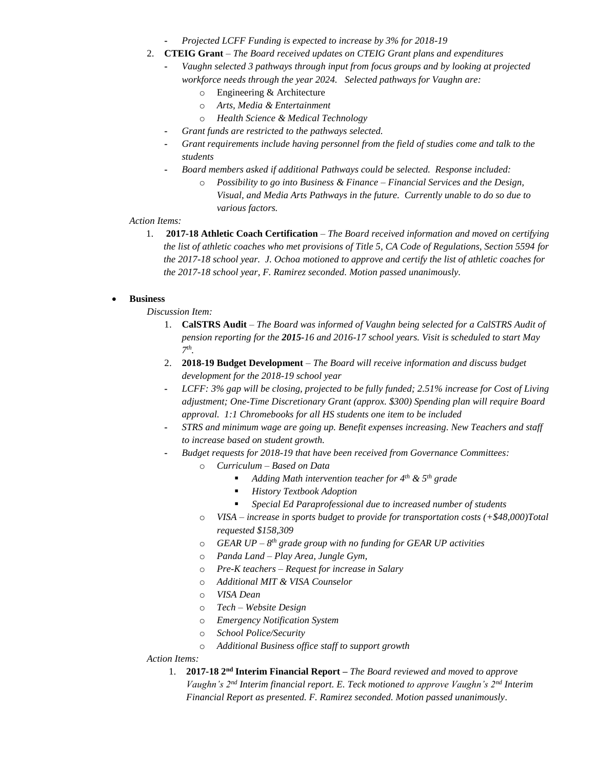- *Projected LCFF Funding is expected to increase by 3% for 2018-19*

2. **CTEIG Grant** – *The Board received updates on CTEIG Grant plans and expenditures*
   - *Vaughn selected 3 pathways through input from focus groups and by looking at projected workforce needs through the year 2024. Selected pathways for Vaughn are:*
     - Engineering & Architecture
     - *Arts, Media & Entertainment*
     - *Health Science & Medical Technology*
   - *Grant funds are restricted to the pathways selected.*
   - *Grant requirements include having personnel from the field of studies come and talk to the students*
   - *Board members asked if additional Pathways could be selected. Response included:*
     - *Possibility to go into Business & Finance – Financial Services and the Design, Visual, and Media Arts Pathways in the future. Currently unable to do so due to various factors.*

*Action Items:*

1. **2017-18 Athletic Coach Certification** – *The Board received information and moved on certifying the list of athletic coaches who met provisions of Title 5, CA Code of Regulations, Section 5594 for the 2017-18 school year. J. Ochoa motioned to approve and certify the list of athletic coaches for the 2017-18 school year, F. Ramirez seconded. Motion passed unanimously.*

- **Business**

  *Discussion Item:*

  1. **CalSTRS Audit** – *The Board was informed of Vaughn being selected for a CalSTRS Audit of pension reporting for the **2015-**16 and 2016-17 school years. Visit is scheduled to start May 7th.*
  2. **2018-19 Budget Development** – *The Board will receive information and discuss budget development for the 2018-19 school year*
  - *LCFF: 3% gap will be closing, projected to be fully funded; 2.51% increase for Cost of Living adjustment; One-Time Discretionary Grant (approx. $300) Spending plan will require Board approval. 1:1 Chromebooks for all HS students one item to be included*
  - *STRS and minimum wage are going up. Benefit expenses increasing. New Teachers and staff to increase based on student growth.*
  - *Budget requests for 2018-19 that have been received from Governance Committees:*
    - *Curriculum – Based on Data*
      - *Adding Math intervention teacher for 4th & 5th grade*
      - *History Textbook Adoption*
      - *Special Ed Paraprofessional due to increased number of students*
    - *VISA – increase in sports budget to provide for transportation costs (+$48,000)Total requested $158,309*
    - *GEAR UP – 8th grade group with no funding for GEAR UP activities*
    - *Panda Land – Play Area, Jungle Gym,*
    - *Pre-K teachers – Request for increase in Salary*
    - *Additional MIT & VISA Counselor*
    - *VISA Dean*
    - *Tech – Website Design*
    - *Emergency Notification System*
    - *School Police/Security*
    - *Additional Business office staff to support growth*

  *Action Items:*

  1. **2017-18 2nd Interim Financial Report –** *The Board reviewed and moved to approve Vaughn's 2nd Interim financial report. E. Teck motioned to approve Vaughn's 2nd Interim Financial Report as presented. F. Ramirez seconded. Motion passed unanimously.*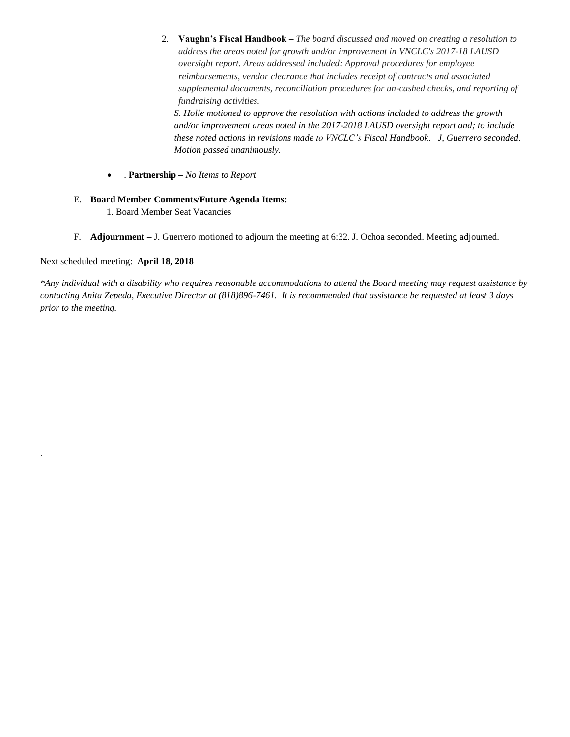2. **Vaughn's Fiscal Handbook –** *The board discussed and moved on creating a resolution to address the areas noted for growth and/or improvement in VNCLC's 2017-18 LAUSD oversight report. Areas addressed included: Approval procedures for employee reimbursements, vendor clearance that includes receipt of contracts and associated supplemental documents, reconciliation procedures for un-cashed checks, and reporting of fundraising activities.*

   *S. Holle motioned to approve the resolution with actions included to address the growth and/or improvement areas noted in the 2017-2018 LAUSD oversight report and; to include these noted actions in revisions made to VNCLC's Fiscal Handbook. J, Guerrero seconded. Motion passed unanimously.*

- . **Partnership –** *No Items to Report*

E. **Board Member Comments/Future Agenda Items:**

   1. Board Member Seat Vacancies

F. **Adjournment –** J. Guerrero motioned to adjourn the meeting at 6:32. J. Ochoa seconded. Meeting adjourned.

Next scheduled meeting: **April 18, 2018**

*\*Any individual with a disability who requires reasonable accommodations to attend the Board meeting may request assistance by contacting Anita Zepeda, Executive Director at (818)896-7461. It is recommended that assistance be requested at least 3 days prior to the meeting.*

.